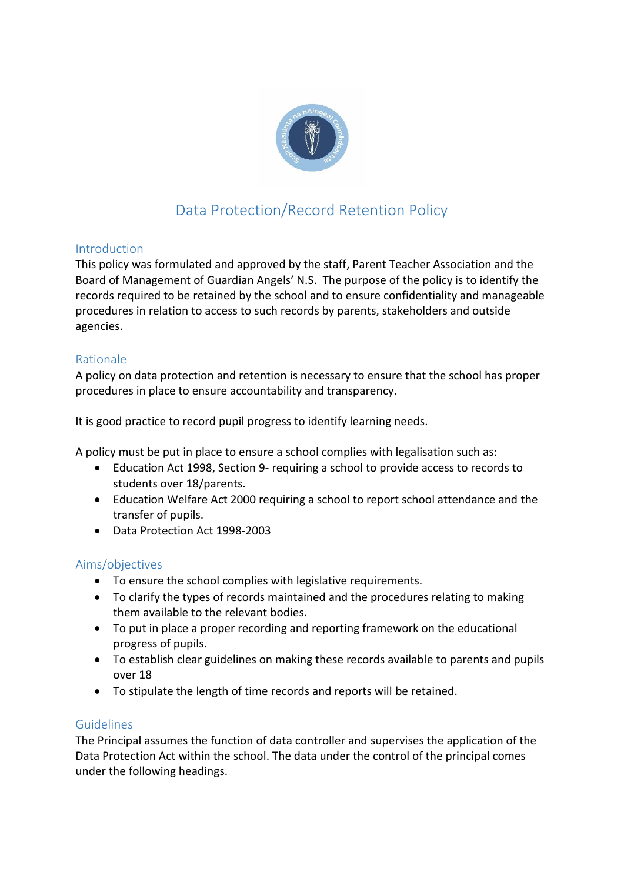# Data Protection/Record Retention Policy

## Introduction

This policy was formulated and approved by the staff, Parent Teacher Association and the Board of Management of Guardian Angels' N.S. The purpose of the policy is to identify the records required to be retained by the school and to ensure confidentiality and manageable procedures in relation to access to such records by parents, stakeholders and outside agencies.

## Rationale

A policy on data protection and retention is necessary to ensure that the school has proper procedures in place to ensure accountability and transparency.

It is good practice to record pupil progress to identify learning needs.

A policy must be put in place to ensure a school complies with legalisation such as:

- Education Act 1998, Section 9- requiring a school to provide access to records to students over 18/parents.
- Education Welfare Act 2000 requiring a school to report school attendance and the transfer of pupils.
- Data Protection Act 1998-2003

## Aims/objectives

- To ensure the school complies with legislative requirements.
- To clarify the types of records maintained and the procedures relating to making them available to the relevant bodies.
- To put in place a proper recording and reporting framework on the educational progress of pupils.
- To establish clear guidelines on making these records available to parents and pupils over 18
- To stipulate the length of time records and reports will be retained.

## Guidelines

The Principal assumes the function of data controller and supervises the application of the Data Protection Act within the school. The data under the control of the principal comes under the following headings.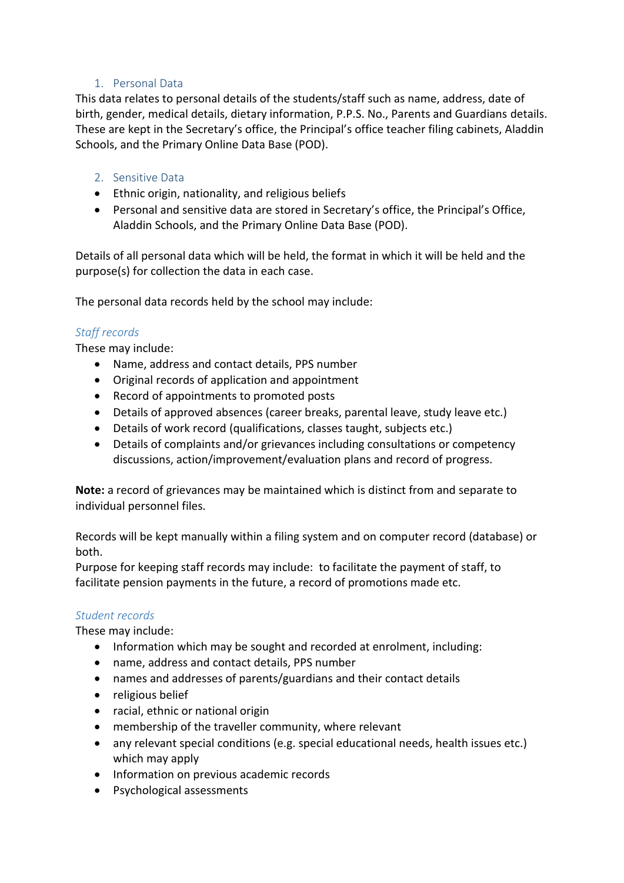1. Personal Data

This data relates to personal details of the students/staff such as name, address, date of birth, gender, medical details, dietary information, P.P.S. No., Parents and Guardians details. These are kept in the Secretary's office, the Principal's office teacher filing cabinets, Aladdin Schools, and the Primary Online Data Base (POD).

2. Sensitive Data

- Ethnic origin, nationality, and religious beliefs
- Personal and sensitive data are stored in Secretary's office, the Principal's Office, Aladdin Schools, and the Primary Online Data Base (POD).

Details of all personal data which will be held, the format in which it will be held and the purpose(s) for collection the data in each case.

The personal data records held by the school may include:

*Staff records*

These may include:

- Name, address and contact details, PPS number
- Original records of application and appointment
- Record of appointments to promoted posts
- Details of approved absences (career breaks, parental leave, study leave etc.)
- Details of work record (qualifications, classes taught, subjects etc.)
- Details of complaints and/or grievances including consultations or competency discussions, action/improvement/evaluation plans and record of progress.

**Note:** a record of grievances may be maintained which is distinct from and separate to individual personnel files.

Records will be kept manually within a filing system and on computer record (database) or both.

Purpose for keeping staff records may include: to facilitate the payment of staff, to facilitate pension payments in the future, a record of promotions made etc.

*Student records*

These may include:

- Information which may be sought and recorded at enrolment, including:
- name, address and contact details, PPS number
- names and addresses of parents/guardians and their contact details
- religious belief
- racial, ethnic or national origin
- membership of the traveller community, where relevant
- any relevant special conditions (e.g. special educational needs, health issues etc.) which may apply
- Information on previous academic records
- Psychological assessments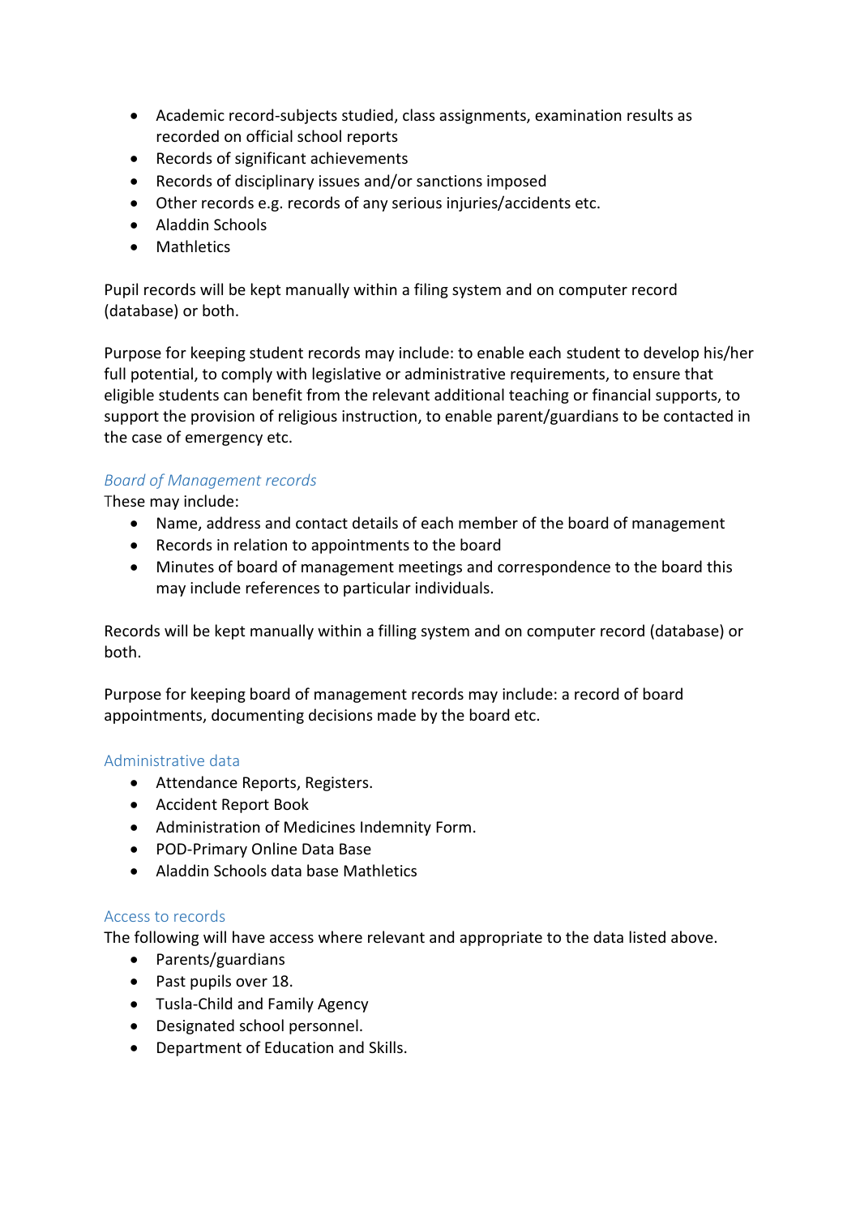- Academic record-subjects studied, class assignments, examination results as recorded on official school reports
- Records of significant achievements
- Records of disciplinary issues and/or sanctions imposed
- Other records e.g. records of any serious injuries/accidents etc.
- Aladdin Schools
- Mathletics

Pupil records will be kept manually within a filing system and on computer record (database) or both.

Purpose for keeping student records may include: to enable each student to develop his/her full potential, to comply with legislative or administrative requirements, to ensure that eligible students can benefit from the relevant additional teaching or financial supports, to support the provision of religious instruction, to enable parent/guardians to be contacted in the case of emergency etc.

### *Board of Management records*

These may include:

- Name, address and contact details of each member of the board of management
- Records in relation to appointments to the board
- Minutes of board of management meetings and correspondence to the board this may include references to particular individuals.

Records will be kept manually within a filling system and on computer record (database) or both.

Purpose for keeping board of management records may include: a record of board appointments, documenting decisions made by the board etc.

### Administrative data

- Attendance Reports, Registers.
- Accident Report Book
- Administration of Medicines Indemnity Form.
- POD-Primary Online Data Base
- Aladdin Schools data base Mathletics

### Access to records

The following will have access where relevant and appropriate to the data listed above.

- Parents/guardians
- Past pupils over 18.
- Tusla-Child and Family Agency
- Designated school personnel.
- Department of Education and Skills.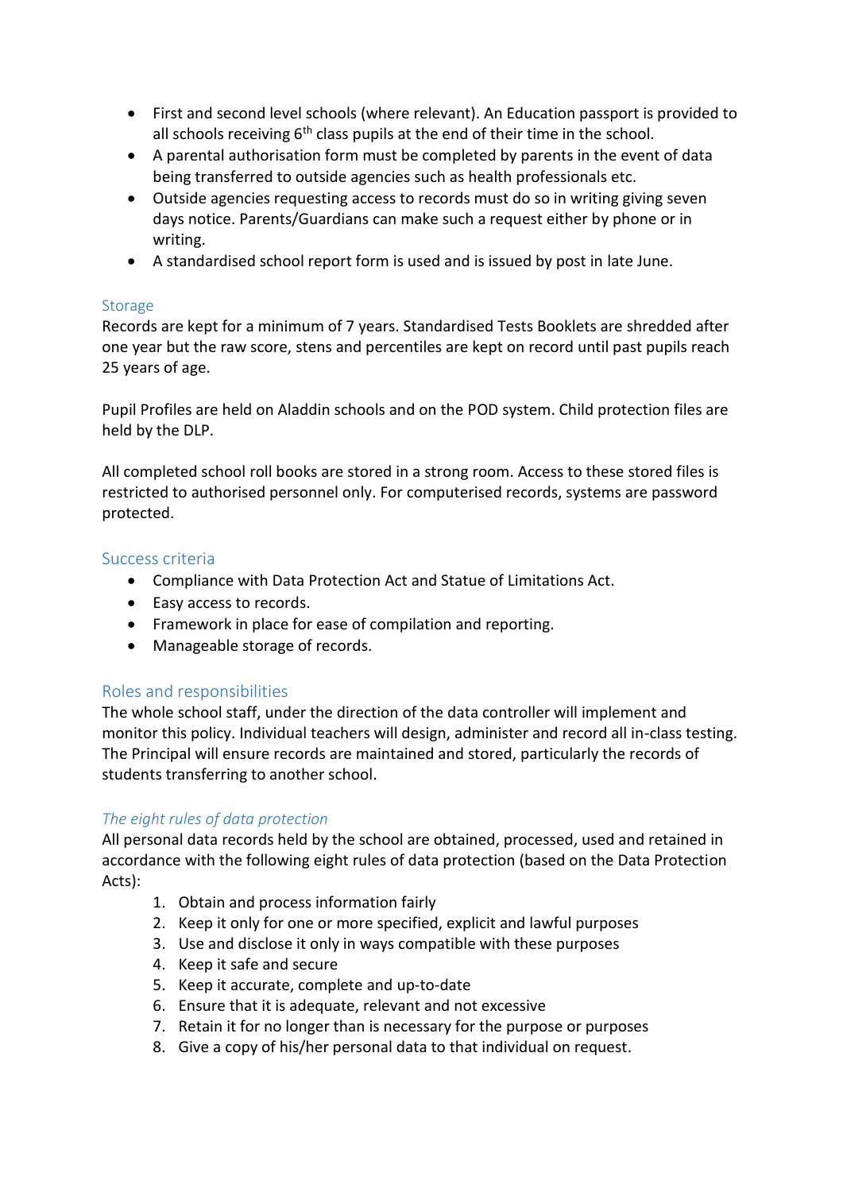- First and second level schools (where relevant). An Education passport is provided to all schools receiving 6th class pupils at the end of their time in the school.
- A parental authorisation form must be completed by parents in the event of data being transferred to outside agencies such as health professionals etc.
- Outside agencies requesting access to records must do so in writing giving seven days notice. Parents/Guardians can make such a request either by phone or in writing.
- A standardised school report form is used and is issued by post in late June.

## Storage

Records are kept for a minimum of 7 years. Standardised Tests Booklets are shredded after one year but the raw score, stens and percentiles are kept on record until past pupils reach 25 years of age.

Pupil Profiles are held on Aladdin schools and on the POD system. Child protection files are held by the DLP.

All completed school roll books are stored in a strong room. Access to these stored files is restricted to authorised personnel only. For computerised records, systems are password protected.

## Success criteria

- Compliance with Data Protection Act and Statue of Limitations Act.
- Easy access to records.
- Framework in place for ease of compilation and reporting.
- Manageable storage of records.

## Roles and responsibilities

The whole school staff, under the direction of the data controller will implement and monitor this policy. Individual teachers will design, administer and record all in-class testing. The Principal will ensure records are maintained and stored, particularly the records of students transferring to another school.

### *The eight rules of data protection*

All personal data records held by the school are obtained, processed, used and retained in accordance with the following eight rules of data protection (based on the Data Protection Acts):

1. Obtain and process information fairly
2. Keep it only for one or more specified, explicit and lawful purposes
3. Use and disclose it only in ways compatible with these purposes
4. Keep it safe and secure
5. Keep it accurate, complete and up-to-date
6. Ensure that it is adequate, relevant and not excessive
7. Retain it for no longer than is necessary for the purpose or purposes
8. Give a copy of his/her personal data to that individual on request.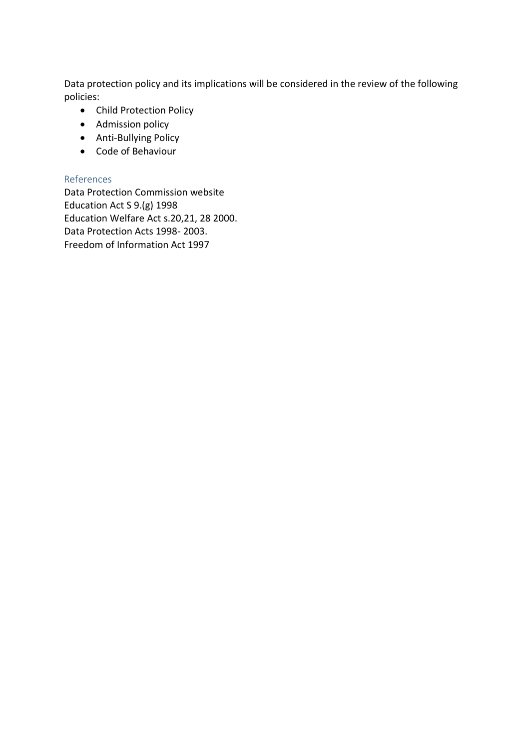Data protection policy and its implications will be considered in the review of the following policies:

- Child Protection Policy
- Admission policy
- Anti-Bullying Policy
- Code of Behaviour

## References

Data Protection Commission website
Education Act S 9.(g) 1998
Education Welfare Act s.20,21, 28 2000.
Data Protection Acts 1998- 2003.
Freedom of Information Act 1997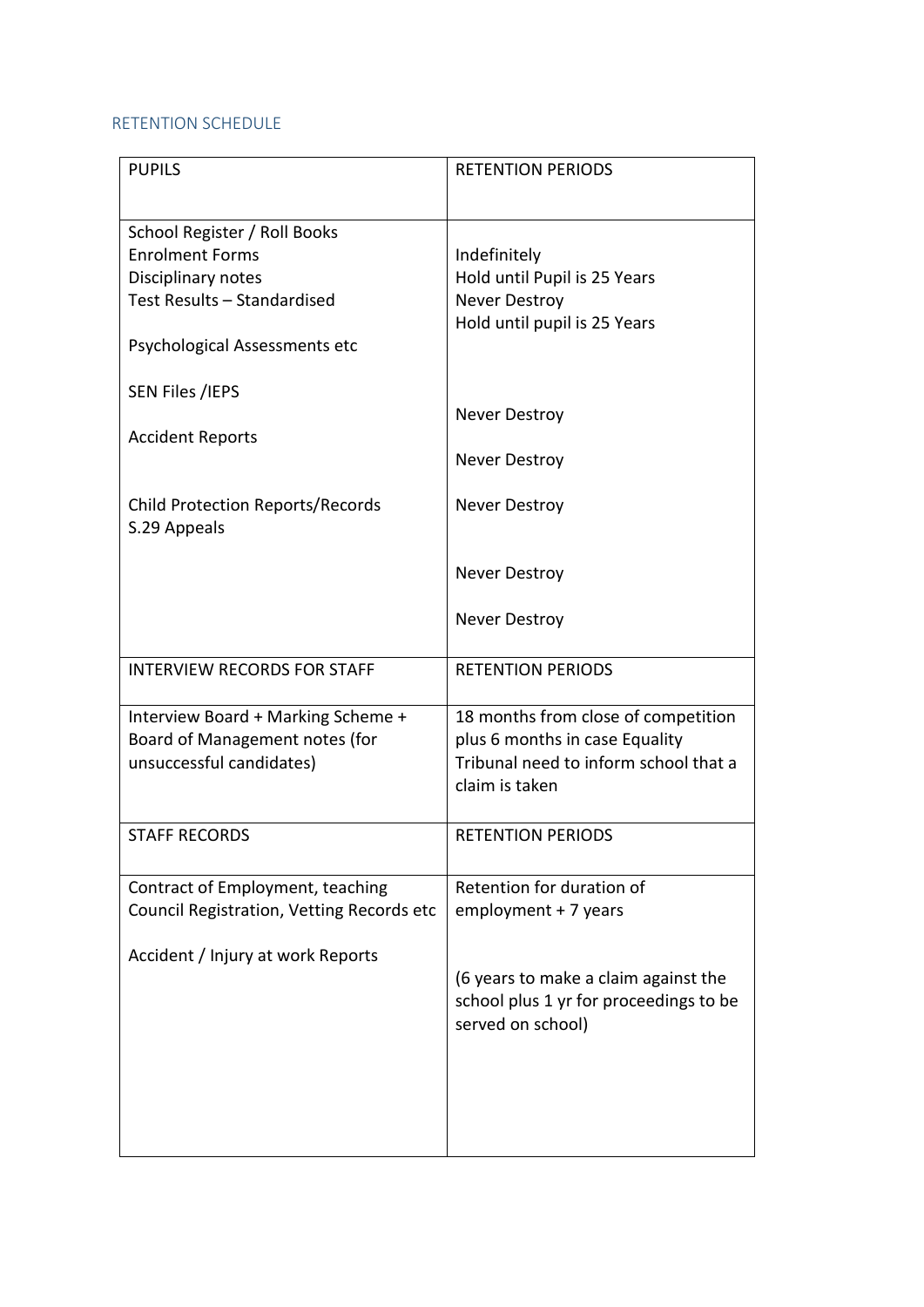## RETENTION SCHEDULE

| PUPILS | RETENTION PERIODS |
|---|---|
| School Register / Roll Books<br>Enrolment Forms<br>Disciplinary notes<br>Test Results – Standardised<br><br>Psychological Assessments etc<br><br>SEN Files /IEPS<br><br>Accident Reports<br><br><br>Child Protection Reports/Records<br>S.29 Appeals | <br>Indefinitely<br>Hold until Pupil is 25 Years<br>Never Destroy<br>Hold until pupil is 25 Years<br><br><br><br>Never Destroy<br><br>Never Destroy<br><br>Never Destroy<br><br><br>Never Destroy<br><br>Never Destroy |
| **INTERVIEW RECORDS FOR STAFF** | **RETENTION PERIODS** |
| Interview Board + Marking Scheme + Board of Management notes (for unsuccessful candidates) | 18 months from close of competition plus 6 months in case Equality Tribunal need to inform school that a claim is taken |
| **STAFF RECORDS** | **RETENTION PERIODS** |
| Contract of Employment, teaching Council Registration, Vetting Records etc<br><br>Accident / Injury at work Reports | Retention for duration of employment + 7 years<br><br><br>(6 years to make a claim against the school plus 1 yr for proceedings to be served on school) |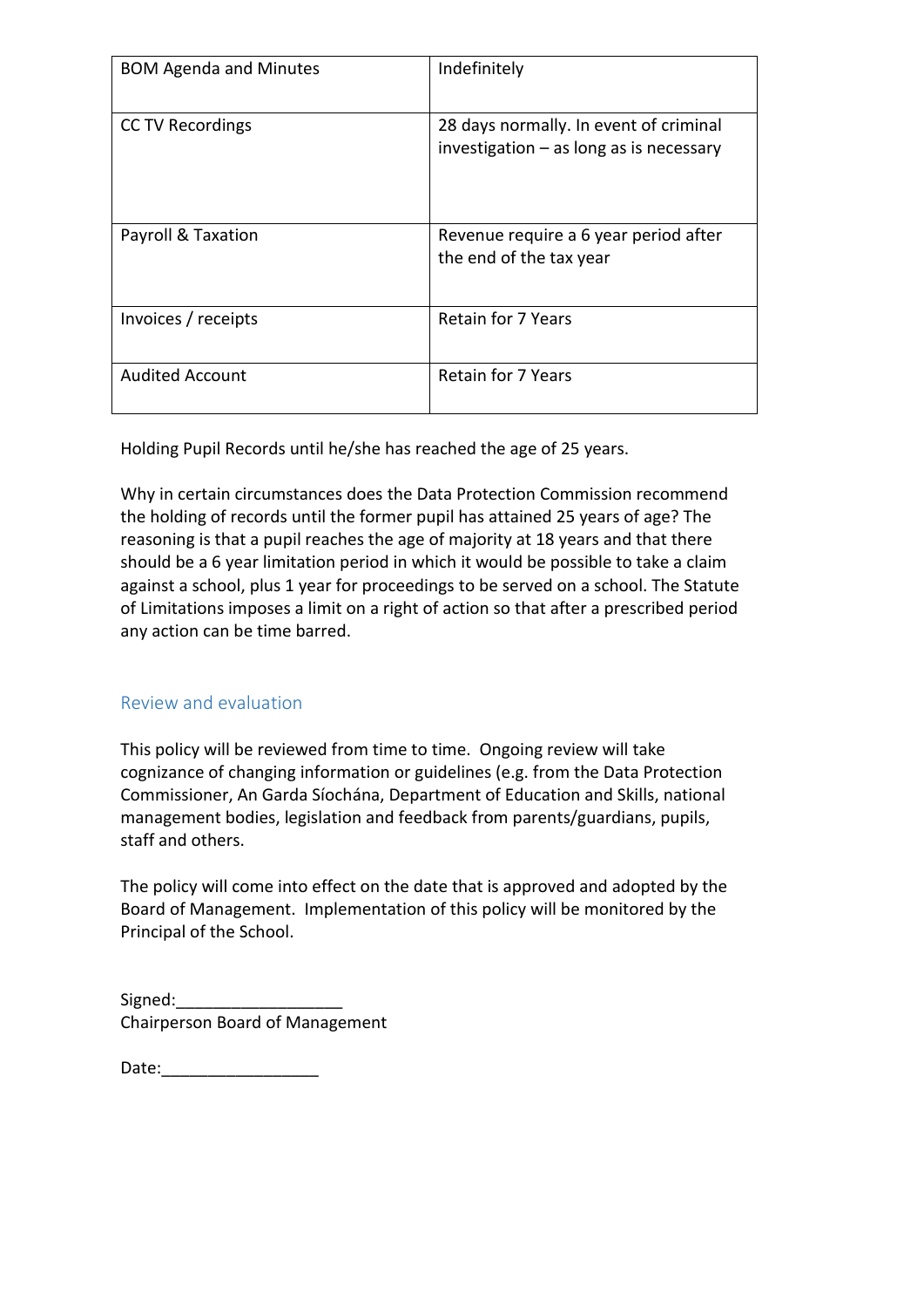| | |
|---|---|
| BOM Agenda and Minutes | Indefinitely |
| CC TV Recordings | 28 days normally. In event of criminal investigation – as long as is necessary |
| Payroll & Taxation | Revenue require a 6 year period after the end of the tax year |
| Invoices / receipts | Retain for 7 Years |
| Audited Account | Retain for 7 Years |

Holding Pupil Records until he/she has reached the age of 25 years.

Why in certain circumstances does the Data Protection Commission recommend the holding of records until the former pupil has attained 25 years of age? The reasoning is that a pupil reaches the age of majority at 18 years and that there should be a 6 year limitation period in which it would be possible to take a claim against a school, plus 1 year for proceedings to be served on a school. The Statute of Limitations imposes a limit on a right of action so that after a prescribed period any action can be time barred.

## Review and evaluation

This policy will be reviewed from time to time. Ongoing review will take cognizance of changing information or guidelines (e.g. from the Data Protection Commissioner, An Garda Síochána, Department of Education and Skills, national management bodies, legislation and feedback from parents/guardians, pupils, staff and others.

The policy will come into effect on the date that is approved and adopted by the Board of Management. Implementation of this policy will be monitored by the Principal of the School.

Signed:__________________
Chairperson Board of Management

Date:_________________